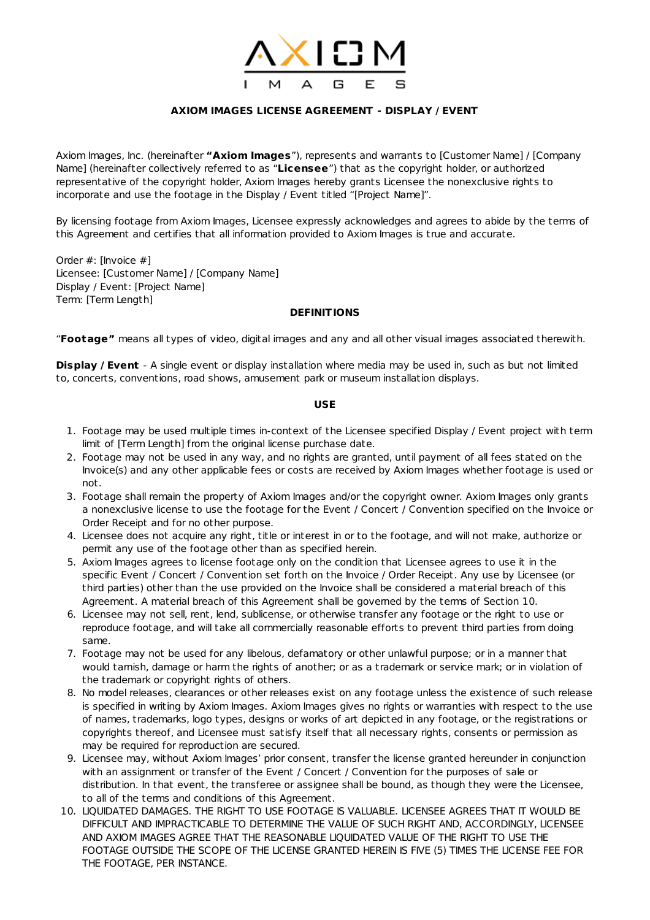# AXIOM IMAGES

**AXIOM IMAGES LICENSE AGREEMENT - DISPLAY / EVENT**

Axiom Images, Inc. (hereinafter **"Axiom Images**"), represents and warrants to [Customer Name] / [Company Name] (hereinafter collectively referred to as "**Licensee**") that as the copyright holder, or authorized representative of the copyright holder, Axiom Images hereby grants Licensee the nonexclusive rights to incorporate and use the footage in the Display / Event titled "[Project Name]".

By licensing footage from Axiom Images, Licensee expressly acknowledges and agrees to abide by the terms of this Agreement and certifies that all information provided to Axiom Images is true and accurate.

Order #: [Invoice #]
Licensee: [Customer Name] / [Company Name]
Display / Event: [Project Name]
Term: [Term Length]

## DEFINITIONS

"**Footage"** means all types of video, digital images and any and all other visual images associated therewith.

**Display / Event** - A single event or display installation where media may be used in, such as but not limited to, concerts, conventions, road shows, amusement park or museum installation displays.

## USE

1. Footage may be used multiple times in-context of the Licensee specified Display / Event project with term limit of [Term Length] from the original license purchase date.
2. Footage may not be used in any way, and no rights are granted, until payment of all fees stated on the Invoice(s) and any other applicable fees or costs are received by Axiom Images whether footage is used or not.
3. Footage shall remain the property of Axiom Images and/or the copyright owner. Axiom Images only grants a nonexclusive license to use the footage for the Event / Concert / Convention specified on the Invoice or Order Receipt and for no other purpose.
4. Licensee does not acquire any right, title or interest in or to the footage, and will not make, authorize or permit any use of the footage other than as specified herein.
5. Axiom Images agrees to license footage only on the condition that Licensee agrees to use it in the specific Event / Concert / Convention set forth on the Invoice / Order Receipt. Any use by Licensee (or third parties) other than the use provided on the Invoice shall be considered a material breach of this Agreement. A material breach of this Agreement shall be governed by the terms of Section 10.
6. Licensee may not sell, rent, lend, sublicense, or otherwise transfer any footage or the right to use or reproduce footage, and will take all commercially reasonable efforts to prevent third parties from doing same.
7. Footage may not be used for any libelous, defamatory or other unlawful purpose; or in a manner that would tarnish, damage or harm the rights of another; or as a trademark or service mark; or in violation of the trademark or copyright rights of others.
8. No model releases, clearances or other releases exist on any footage unless the existence of such release is specified in writing by Axiom Images. Axiom Images gives no rights or warranties with respect to the use of names, trademarks, logo types, designs or works of art depicted in any footage, or the registrations or copyrights thereof, and Licensee must satisfy itself that all necessary rights, consents or permission as may be required for reproduction are secured.
9. Licensee may, without Axiom Images' prior consent, transfer the license granted hereunder in conjunction with an assignment or transfer of the Event / Concert / Convention for the purposes of sale or distribution. In that event, the transferee or assignee shall be bound, as though they were the Licensee, to all of the terms and conditions of this Agreement.
10. LIQUIDATED DAMAGES. THE RIGHT TO USE FOOTAGE IS VALUABLE. LICENSEE AGREES THAT IT WOULD BE DIFFICULT AND IMPRACTICABLE TO DETERMINE THE VALUE OF SUCH RIGHT AND, ACCORDINGLY, LICENSEE AND AXIOM IMAGES AGREE THAT THE REASONABLE LIQUIDATED VALUE OF THE RIGHT TO USE THE FOOTAGE OUTSIDE THE SCOPE OF THE LICENSE GRANTED HEREIN IS FIVE (5) TIMES THE LICENSE FEE FOR THE FOOTAGE, PER INSTANCE.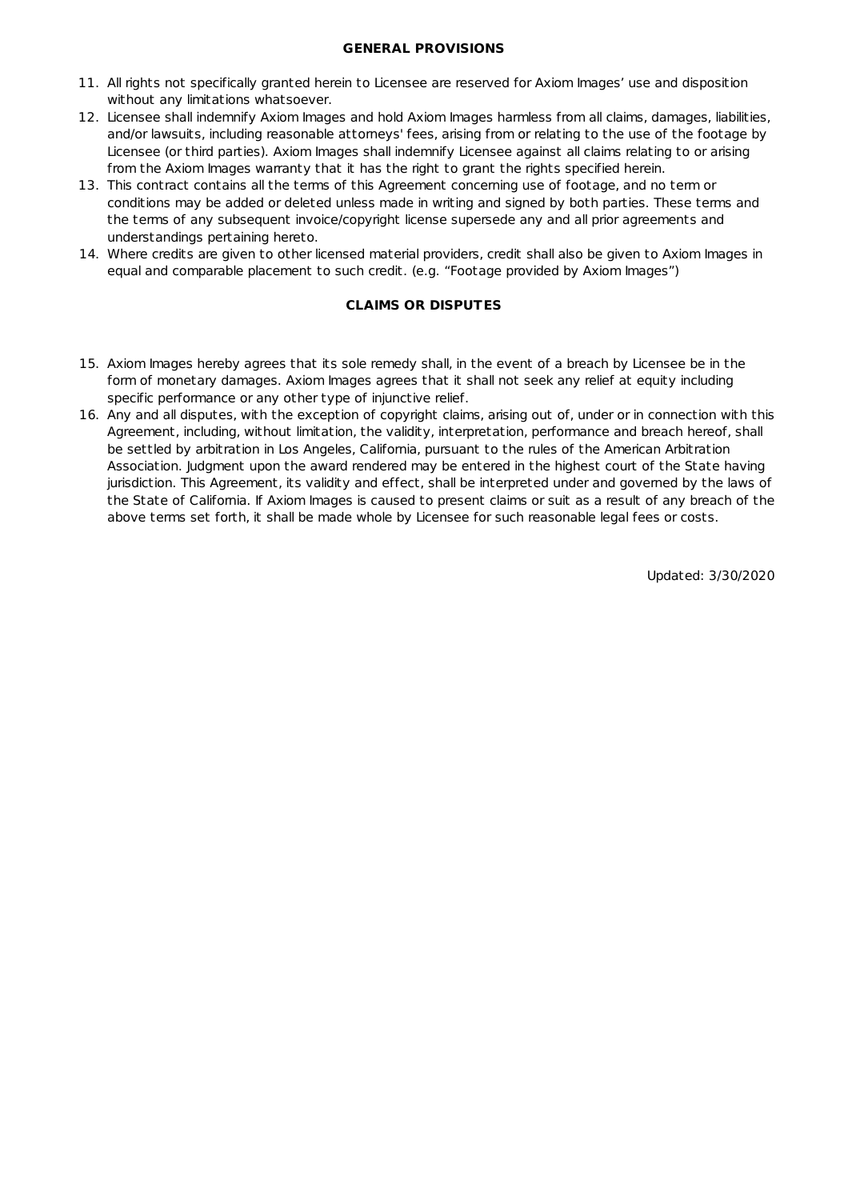## GENERAL PROVISIONS

11. All rights not specifically granted herein to Licensee are reserved for Axiom Images' use and disposition without any limitations whatsoever.
12. Licensee shall indemnify Axiom Images and hold Axiom Images harmless from all claims, damages, liabilities, and/or lawsuits, including reasonable attorneys' fees, arising from or relating to the use of the footage by Licensee (or third parties). Axiom Images shall indemnify Licensee against all claims relating to or arising from the Axiom Images warranty that it has the right to grant the rights specified herein.
13. This contract contains all the terms of this Agreement concerning use of footage, and no term or conditions may be added or deleted unless made in writing and signed by both parties. These terms and the terms of any subsequent invoice/copyright license supersede any and all prior agreements and understandings pertaining hereto.
14. Where credits are given to other licensed material providers, credit shall also be given to Axiom Images in equal and comparable placement to such credit. (e.g. "Footage provided by Axiom Images")

## CLAIMS OR DISPUTES

15. Axiom Images hereby agrees that its sole remedy shall, in the event of a breach by Licensee be in the form of monetary damages. Axiom Images agrees that it shall not seek any relief at equity including specific performance or any other type of injunctive relief.
16. Any and all disputes, with the exception of copyright claims, arising out of, under or in connection with this Agreement, including, without limitation, the validity, interpretation, performance and breach hereof, shall be settled by arbitration in Los Angeles, California, pursuant to the rules of the American Arbitration Association. Judgment upon the award rendered may be entered in the highest court of the State having jurisdiction. This Agreement, its validity and effect, shall be interpreted under and governed by the laws of the State of California. If Axiom Images is caused to present claims or suit as a result of any breach of the above terms set forth, it shall be made whole by Licensee for such reasonable legal fees or costs.

Updated: 3/30/2020